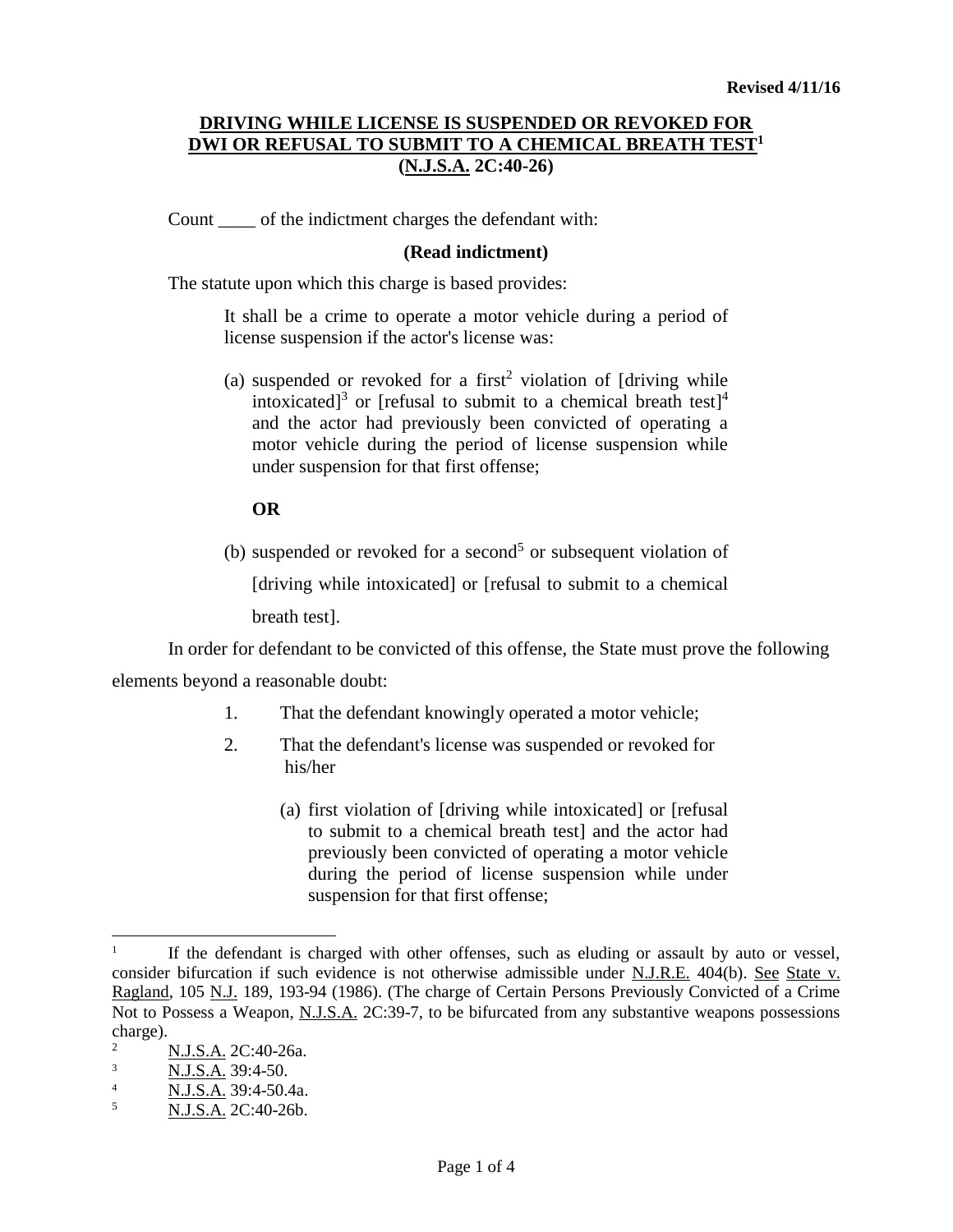**Revised 4/11/16**

## DRIVING WHILE LICENSE IS SUSPENDED OR REVOKED FOR DWI OR REFUSAL TO SUBMIT TO A CHEMICAL BREATH TEST[1] (N.J.S.A. 2C:40-26)

Count ____ of the indictment charges the defendant with:

**(Read indictment)**

The statute upon which this charge is based provides:

> It shall be a crime to operate a motor vehicle during a period of license suspension if the actor's license was:
>
> (a) suspended or revoked for a first[2] violation of [driving while intoxicated][3] or [refusal to submit to a chemical breath test][4] and the actor had previously been convicted of operating a motor vehicle during the period of license suspension while under suspension for that first offense;
>
> **OR**
>
> (b) suspended or revoked for a second[5] or subsequent violation of [driving while intoxicated] or [refusal to submit to a chemical breath test].

In order for defendant to be convicted of this offense, the State must prove the following elements beyond a reasonable doubt:

1. That the defendant knowingly operated a motor vehicle;
2. That the defendant's license was suspended or revoked for his/her

   (a) first violation of [driving while intoxicated] or [refusal to submit to a chemical breath test] and the actor had previously been convicted of operating a motor vehicle during the period of license suspension while under suspension for that first offense;

---

[1] If the defendant is charged with other offenses, such as eluding or assault by auto or vessel, consider bifurcation if such evidence is not otherwise admissible under N.J.R.E. 404(b). See State v. Ragland, 105 N.J. 189, 193-94 (1986). (The charge of Certain Persons Previously Convicted of a Crime Not to Possess a Weapon, N.J.S.A. 2C:39-7, to be bifurcated from any substantive weapons possessions charge).

[2] N.J.S.A. 2C:40-26a.

[3] N.J.S.A. 39:4-50.

[4] N.J.S.A. 39:4-50.4a.

[5] N.J.S.A. 2C:40-26b.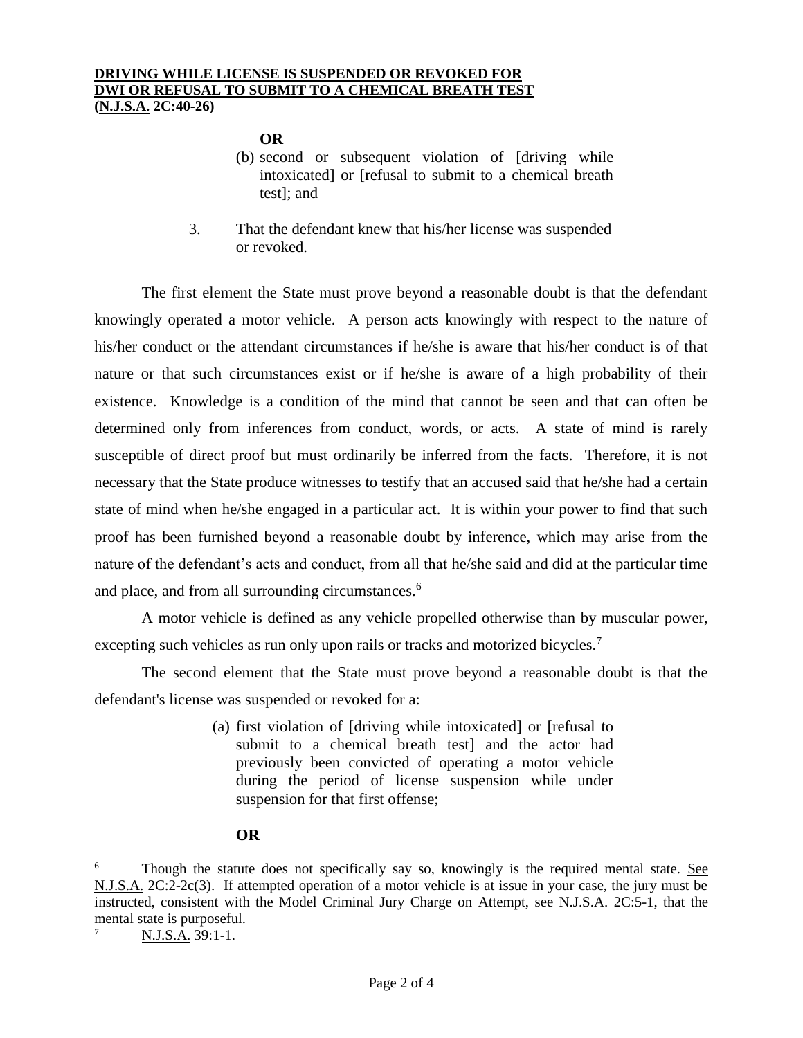**OR**

(b) second or subsequent violation of [driving while intoxicated] or [refusal to submit to a chemical breath test]; and

3. That the defendant knew that his/her license was suspended or revoked.

The first element the State must prove beyond a reasonable doubt is that the defendant knowingly operated a motor vehicle. A person acts knowingly with respect to the nature of his/her conduct or the attendant circumstances if he/she is aware that his/her conduct is of that nature or that such circumstances exist or if he/she is aware of a high probability of their existence. Knowledge is a condition of the mind that cannot be seen and that can often be determined only from inferences from conduct, words, or acts. A state of mind is rarely susceptible of direct proof but must ordinarily be inferred from the facts. Therefore, it is not necessary that the State produce witnesses to testify that an accused said that he/she had a certain state of mind when he/she engaged in a particular act. It is within your power to find that such proof has been furnished beyond a reasonable doubt by inference, which may arise from the nature of the defendant's acts and conduct, from all that he/she said and did at the particular time and place, and from all surrounding circumstances.[6]

A motor vehicle is defined as any vehicle propelled otherwise than by muscular power, excepting such vehicles as run only upon rails or tracks and motorized bicycles.[7]

The second element that the State must prove beyond a reasonable doubt is that the defendant's license was suspended or revoked for a:

(a) first violation of [driving while intoxicated] or [refusal to submit to a chemical breath test] and the actor had previously been convicted of operating a motor vehicle during the period of license suspension while under suspension for that first offense;

**OR**

---

[6] Though the statute does not specifically say so, knowingly is the required mental state. See N.J.S.A. 2C:2-2c(3). If attempted operation of a motor vehicle is at issue in your case, the jury must be instructed, consistent with the Model Criminal Jury Charge on Attempt, see N.J.S.A. 2C:5-1, that the mental state is purposeful.

[7] N.J.S.A. 39:1-1.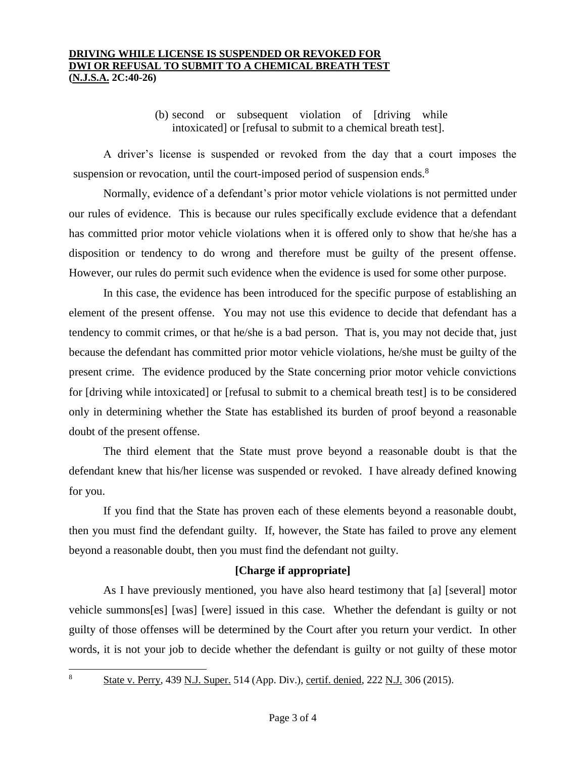(b) second or subsequent violation of [driving while intoxicated] or [refusal to submit to a chemical breath test].

A driver's license is suspended or revoked from the day that a court imposes the suspension or revocation, until the court-imposed period of suspension ends.[8]

Normally, evidence of a defendant's prior motor vehicle violations is not permitted under our rules of evidence. This is because our rules specifically exclude evidence that a defendant has committed prior motor vehicle violations when it is offered only to show that he/she has a disposition or tendency to do wrong and therefore must be guilty of the present offense. However, our rules do permit such evidence when the evidence is used for some other purpose.

In this case, the evidence has been introduced for the specific purpose of establishing an element of the present offense. You may not use this evidence to decide that defendant has a tendency to commit crimes, or that he/she is a bad person. That is, you may not decide that, just because the defendant has committed prior motor vehicle violations, he/she must be guilty of the present crime. The evidence produced by the State concerning prior motor vehicle convictions for [driving while intoxicated] or [refusal to submit to a chemical breath test] is to be considered only in determining whether the State has established its burden of proof beyond a reasonable doubt of the present offense.

The third element that the State must prove beyond a reasonable doubt is that the defendant knew that his/her license was suspended or revoked. I have already defined knowing for you.

If you find that the State has proven each of these elements beyond a reasonable doubt, then you must find the defendant guilty. If, however, the State has failed to prove any element beyond a reasonable doubt, then you must find the defendant not guilty.

**[Charge if appropriate]**

As I have previously mentioned, you have also heard testimony that [a] [several] motor vehicle summons[es] [was] [were] issued in this case. Whether the defendant is guilty or not guilty of those offenses will be determined by the Court after you return your verdict. In other words, it is not your job to decide whether the defendant is guilty or not guilty of these motor

---

[8] State v. Perry, 439 N.J. Super. 514 (App. Div.), certif. denied, 222 N.J. 306 (2015).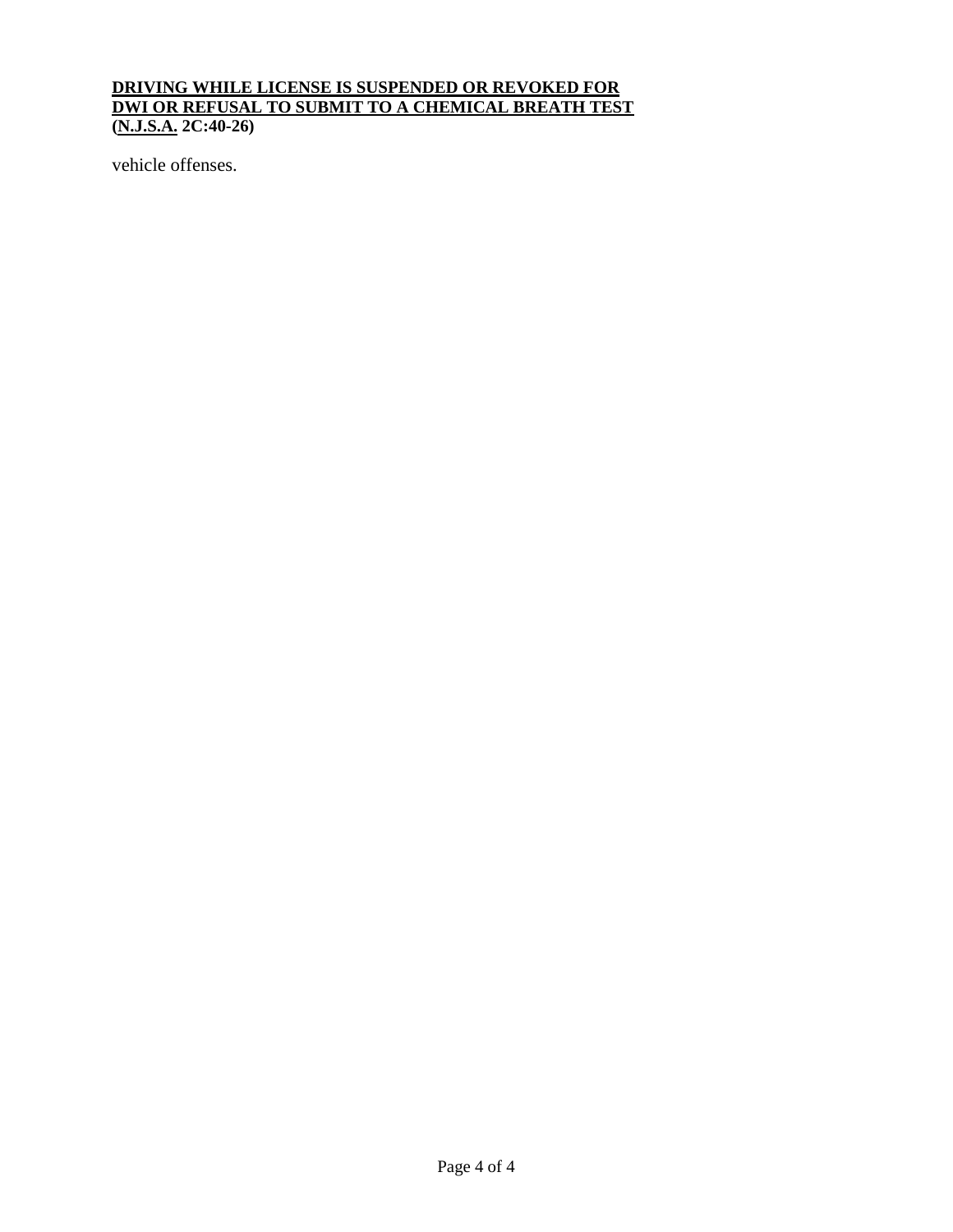**DRIVING WHILE LICENSE IS SUSPENDED OR REVOKED FOR DWI OR REFUSAL TO SUBMIT TO A CHEMICAL BREATH TEST (N.J.S.A. 2C:40-26)**

vehicle offenses.